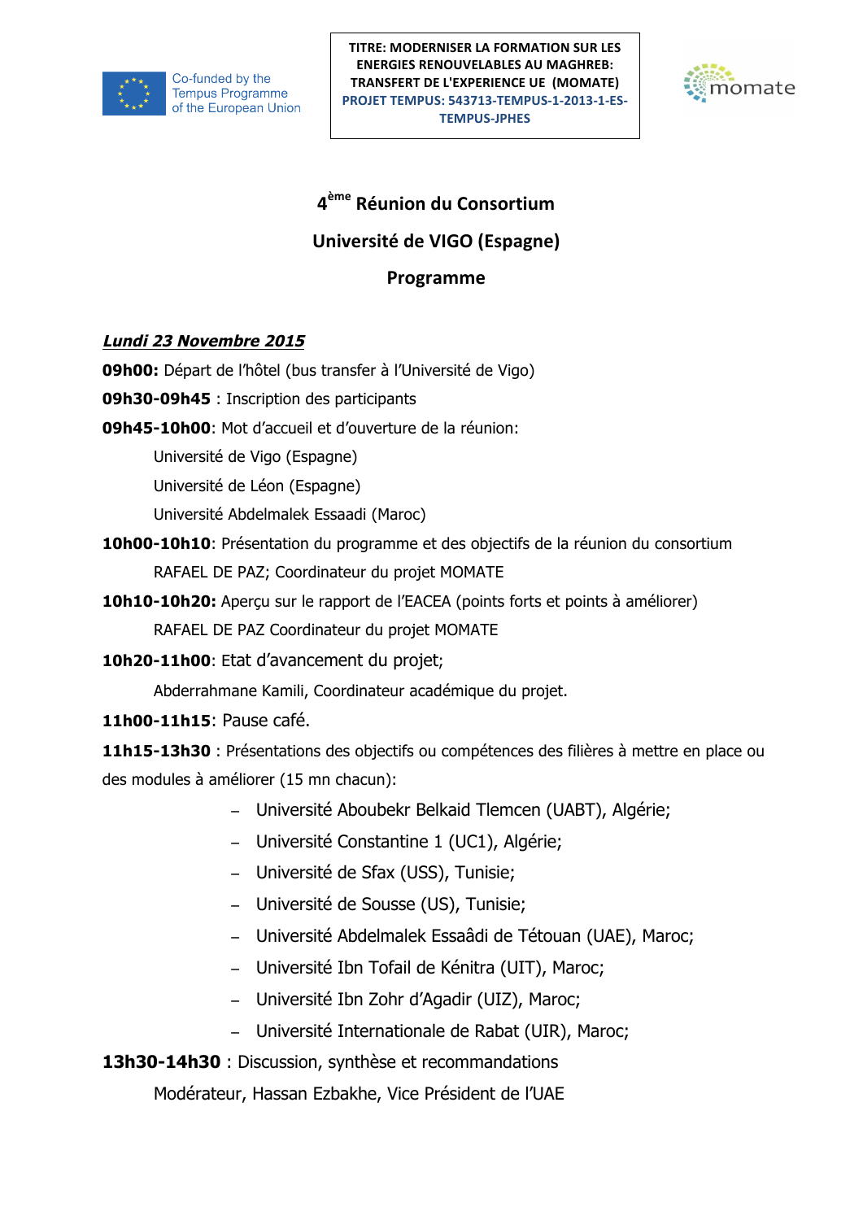Co-funded by the Tempus Programme of the European Union

**TITRE: MODERNISER LA FORMATION SUR LES ENERGIES RENOUVELABLES AU MAGHREB: TRANSFERT DE L'EXPERIENCE UE (MOMATE)**
**PROJET TEMPUS: 543713-TEMPUS-1-2013-1-ES-TEMPUS-JPHES**

momate

# 4ème Réunion du Consortium

## Université de VIGO (Espagne)

## Programme

***Lundi 23 Novembre 2015***

**09h00:** Départ de l'hôtel (bus transfer à l'Université de Vigo)

**09h30-09h45** : Inscription des participants

**09h45-10h00**: Mot d'accueil et d'ouverture de la réunion:

Université de Vigo (Espagne)

Université de Léon (Espagne)

Université Abdelmalek Essaadi (Maroc)

**10h00-10h10**: Présentation du programme et des objectifs de la réunion du consortium

RAFAEL DE PAZ; Coordinateur du projet MOMATE

**10h10-10h20:** Aperçu sur le rapport de l'EACEA (points forts et points à améliorer)

RAFAEL DE PAZ Coordinateur du projet MOMATE

**10h20-11h00**: Etat d'avancement du projet;

Abderrahmane Kamili, Coordinateur académique du projet.

**11h00-11h15**: Pause café.

**11h15-13h30** : Présentations des objectifs ou compétences des filières à mettre en place ou des modules à améliorer (15 mn chacun):

- Université Aboubekr Belkaid Tlemcen (UABT), Algérie;
- Université Constantine 1 (UC1), Algérie;
- Université de Sfax (USS), Tunisie;
- Université de Sousse (US), Tunisie;
- Université Abdelmalek Essaâdi de Tétouan (UAE), Maroc;
- Université Ibn Tofail de Kénitra (UIT), Maroc;
- Université Ibn Zohr d'Agadir (UIZ), Maroc;
- Université Internationale de Rabat (UIR), Maroc;

**13h30-14h30** : Discussion, synthèse et recommandations

Modérateur, Hassan Ezbakhe, Vice Président de l'UAE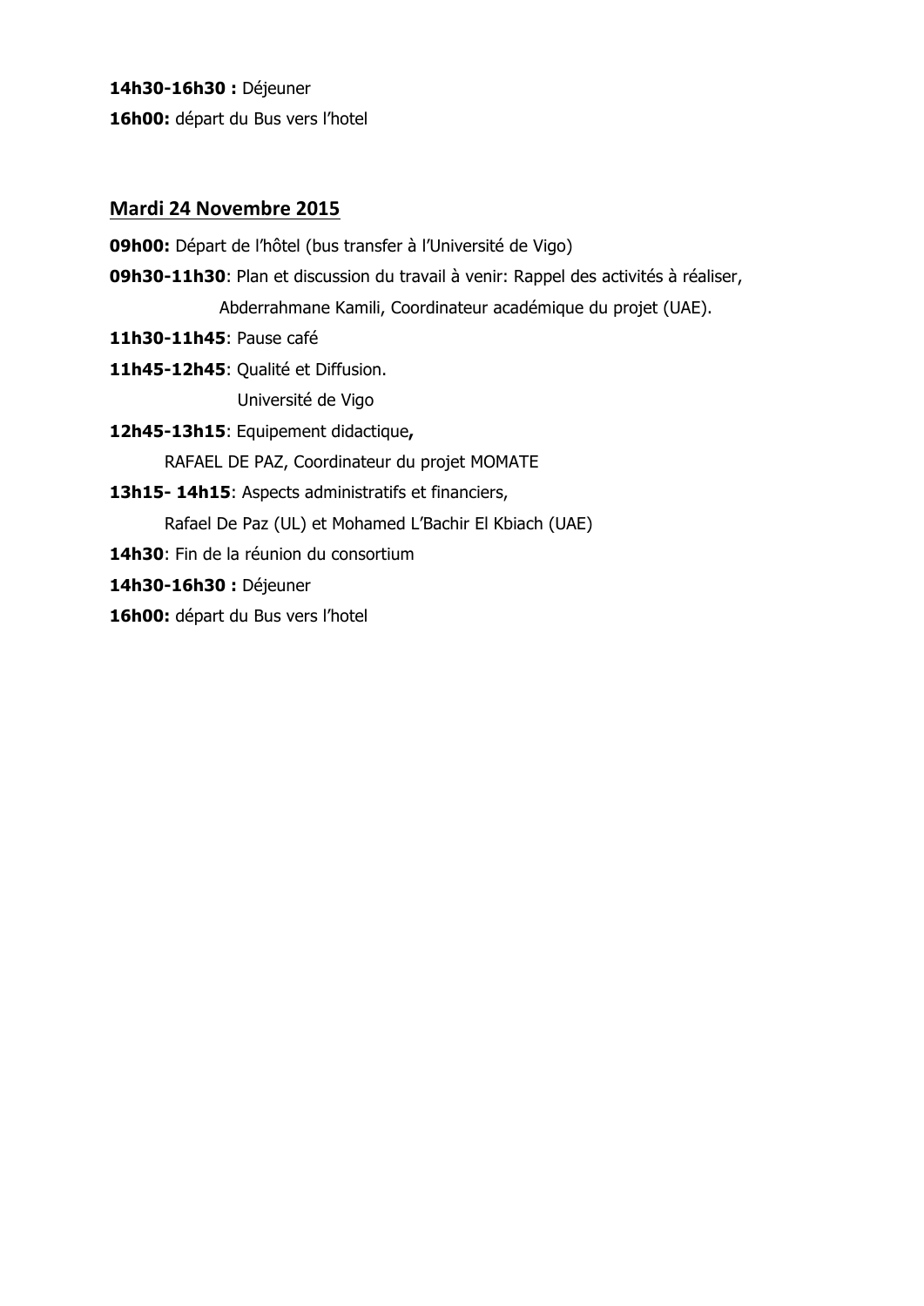**14h30-16h30 :** Déjeuner

**16h00:** départ du Bus vers l'hotel

## Mardi 24 Novembre 2015

**09h00:** Départ de l'hôtel (bus transfer à l'Université de Vigo)

**09h30-11h30**: Plan et discussion du travail à venir: Rappel des activités à réaliser,

Abderrahmane Kamili, Coordinateur académique du projet (UAE).

**11h30-11h45**: Pause café

**11h45-12h45**: Qualité et Diffusion.

Université de Vigo

**12h45-13h15**: Equipement didactique**,**

RAFAEL DE PAZ, Coordinateur du projet MOMATE

**13h15- 14h15**: Aspects administratifs et financiers,

Rafael De Paz (UL) et Mohamed L'Bachir El Kbiach (UAE)

**14h30**: Fin de la réunion du consortium

**14h30-16h30 :** Déjeuner

**16h00:** départ du Bus vers l'hotel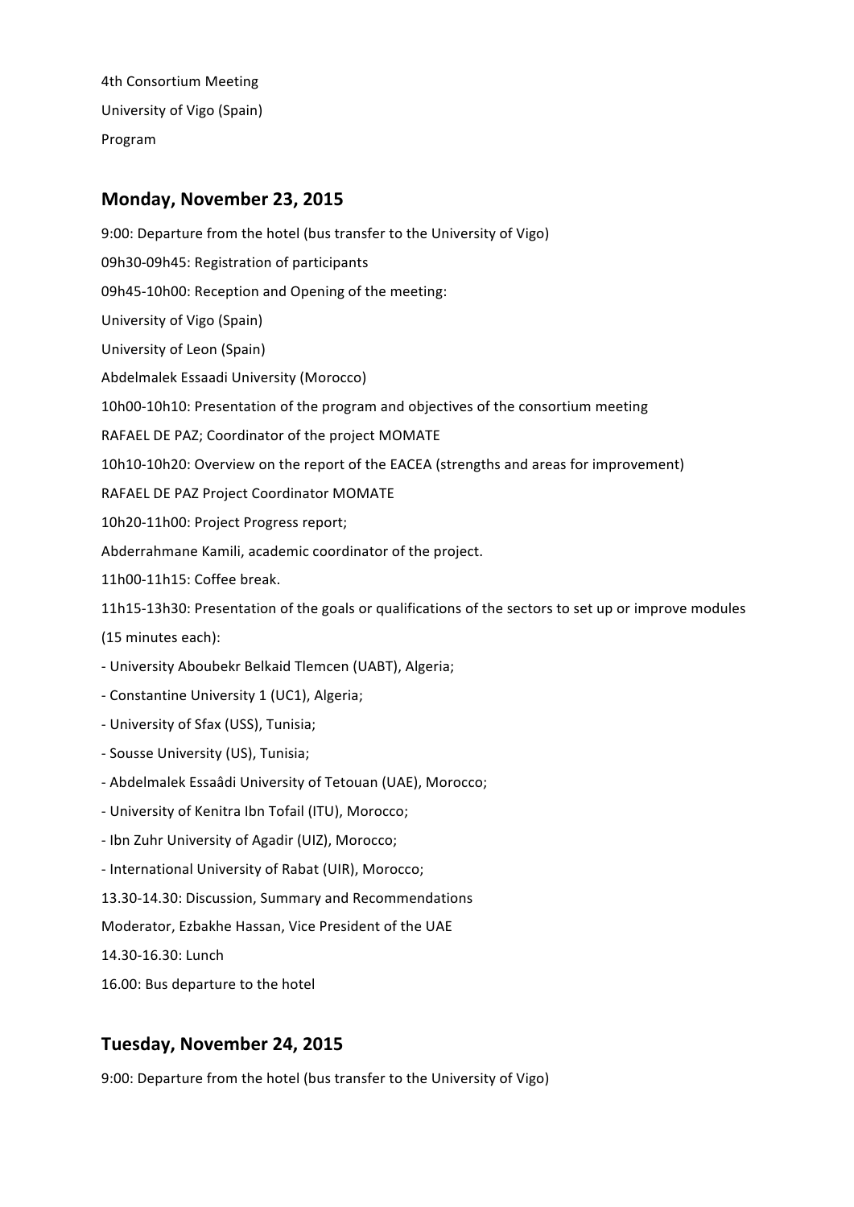4th Consortium Meeting

University of Vigo (Spain)

Program

## Monday, November 23, 2015

9:00: Departure from the hotel (bus transfer to the University of Vigo)

09h30-09h45: Registration of participants

09h45-10h00: Reception and Opening of the meeting:

University of Vigo (Spain)

University of Leon (Spain)

Abdelmalek Essaadi University (Morocco)

10h00-10h10: Presentation of the program and objectives of the consortium meeting

RAFAEL DE PAZ; Coordinator of the project MOMATE

10h10-10h20: Overview on the report of the EACEA (strengths and areas for improvement)

RAFAEL DE PAZ Project Coordinator MOMATE

10h20-11h00: Project Progress report;

Abderrahmane Kamili, academic coordinator of the project.

11h00-11h15: Coffee break.

11h15-13h30: Presentation of the goals or qualifications of the sectors to set up or improve modules (15 minutes each):

- University Aboubekr Belkaid Tlemcen (UABT), Algeria;
- Constantine University 1 (UC1), Algeria;
- University of Sfax (USS), Tunisia;
- Sousse University (US), Tunisia;
- Abdelmalek Essaâdi University of Tetouan (UAE), Morocco;
- University of Kenitra Ibn Tofail (ITU), Morocco;
- Ibn Zuhr University of Agadir (UIZ), Morocco;
- International University of Rabat (UIR), Morocco;

13.30-14.30: Discussion, Summary and Recommendations

Moderator, Ezbakhe Hassan, Vice President of the UAE

14.30-16.30: Lunch

16.00: Bus departure to the hotel

## Tuesday, November 24, 2015

9:00: Departure from the hotel (bus transfer to the University of Vigo)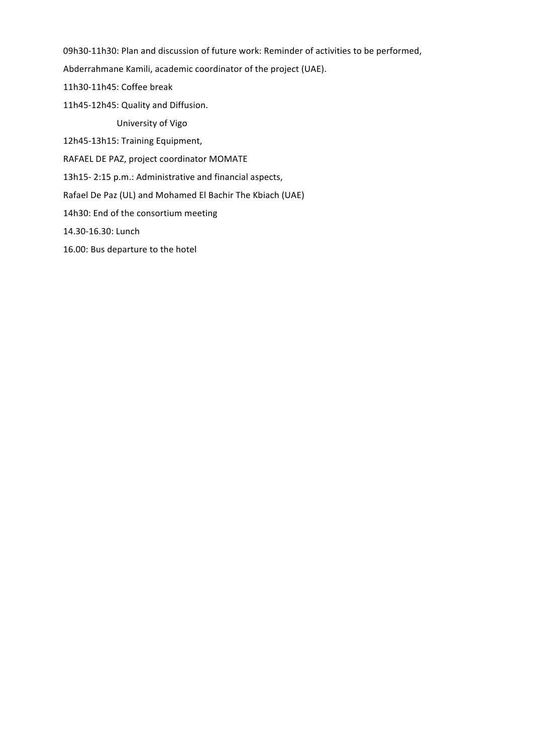09h30-11h30: Plan and discussion of future work: Reminder of activities to be performed,

Abderrahmane Kamili, academic coordinator of the project (UAE).

11h30-11h45: Coffee break

11h45-12h45: Quality and Diffusion.

University of Vigo

12h45-13h15: Training Equipment,

RAFAEL DE PAZ, project coordinator MOMATE

13h15- 2:15 p.m.: Administrative and financial aspects,

Rafael De Paz (UL) and Mohamed El Bachir The Kbiach (UAE)

14h30: End of the consortium meeting

14.30-16.30: Lunch

16.00: Bus departure to the hotel